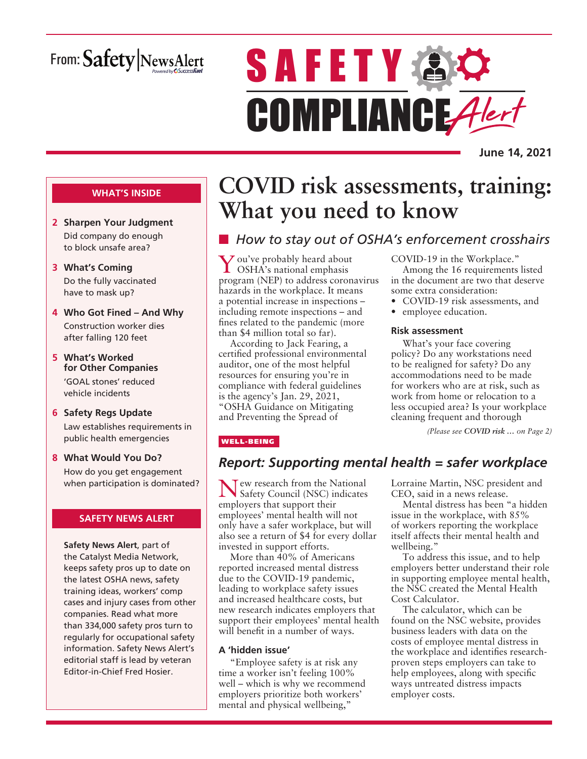From: Safety|NewsAlert

# SAFETY COMPLIANCE Alert

**June 14, 2021**

## WHAT'S INSIDE

**2 Sharpen Your Judgment**
Did company do enough to block unsafe area?

**3 What's Coming**
Do the fully vaccinated have to mask up?

**4 Who Got Fined – And Why**
Construction worker dies after falling 120 feet

**5 What's Worked for Other Companies**
'GOAL stones' reduced vehicle incidents

**6 Safety Regs Update**
Law establishes requirements in public health emergencies

**8 What Would You Do?**
How do you get engagement when participation is dominated?

## SAFETY NEWS ALERT

**Safety News Alert**, part of the Catalyst Media Network, keeps safety pros up to date on the latest OSHA news, safety training ideas, workers' comp cases and injury cases from other companies. Read what more than 334,000 safety pros turn to regularly for occupational safety information. Safety News Alert's editorial staff is lead by veteran Editor-in-Chief Fred Hosier.

# COVID risk assessments, training: What you need to know

## *How to stay out of OSHA's enforcement crosshairs*

You've probably heard about OSHA's national emphasis program (NEP) to address coronavirus hazards in the workplace. It means a potential increase in inspections – including remote inspections – and fines related to the pandemic (more than $4 million total so far).

According to Jack Fearing, a certified professional environmental auditor, one of the most helpful resources for ensuring you're in compliance with federal guidelines is the agency's Jan. 29, 2021, "OSHA Guidance on Mitigating and Preventing the Spread of COVID-19 in the Workplace."

Among the 16 requirements listed in the document are two that deserve some extra consideration:

- COVID-19 risk assessments, and
- employee education.

### Risk assessment

What's your face covering policy? Do any workstations need to be realigned for safety? Do any accommodations need to be made for workers who are at risk, such as work from home or relocation to a less occupied area? Is your workplace cleaning frequent and thorough

*(Please see **COVID risk** … on Page 2)*

WELL-BEING

## *Report: Supporting mental health = safer workplace*

New research from the National Safety Council (NSC) indicates employers that support their employees' mental health will not only have a safer workplace, but will also see a return of $4 for every dollar invested in support efforts.

More than 40% of Americans reported increased mental distress due to the COVID-19 pandemic, leading to workplace safety issues and increased healthcare costs, but new research indicates employers that support their employees' mental health will benefit in a number of ways.

### A 'hidden issue'

"Employee safety is at risk any time a worker isn't feeling 100% well – which is why we recommend employers prioritize both workers' mental and physical wellbeing," Lorraine Martin, NSC president and CEO, said in a news release.

Mental distress has been "a hidden issue in the workplace, with 85% of workers reporting the workplace itself affects their mental health and wellbeing."

To address this issue, and to help employers better understand their role in supporting employee mental health, the NSC created the Mental Health Cost Calculator.

The calculator, which can be found on the NSC website, provides business leaders with data on the costs of employee mental distress in the workplace and identifies research-proven steps employers can take to help employees, along with specific ways untreated distress impacts employer costs.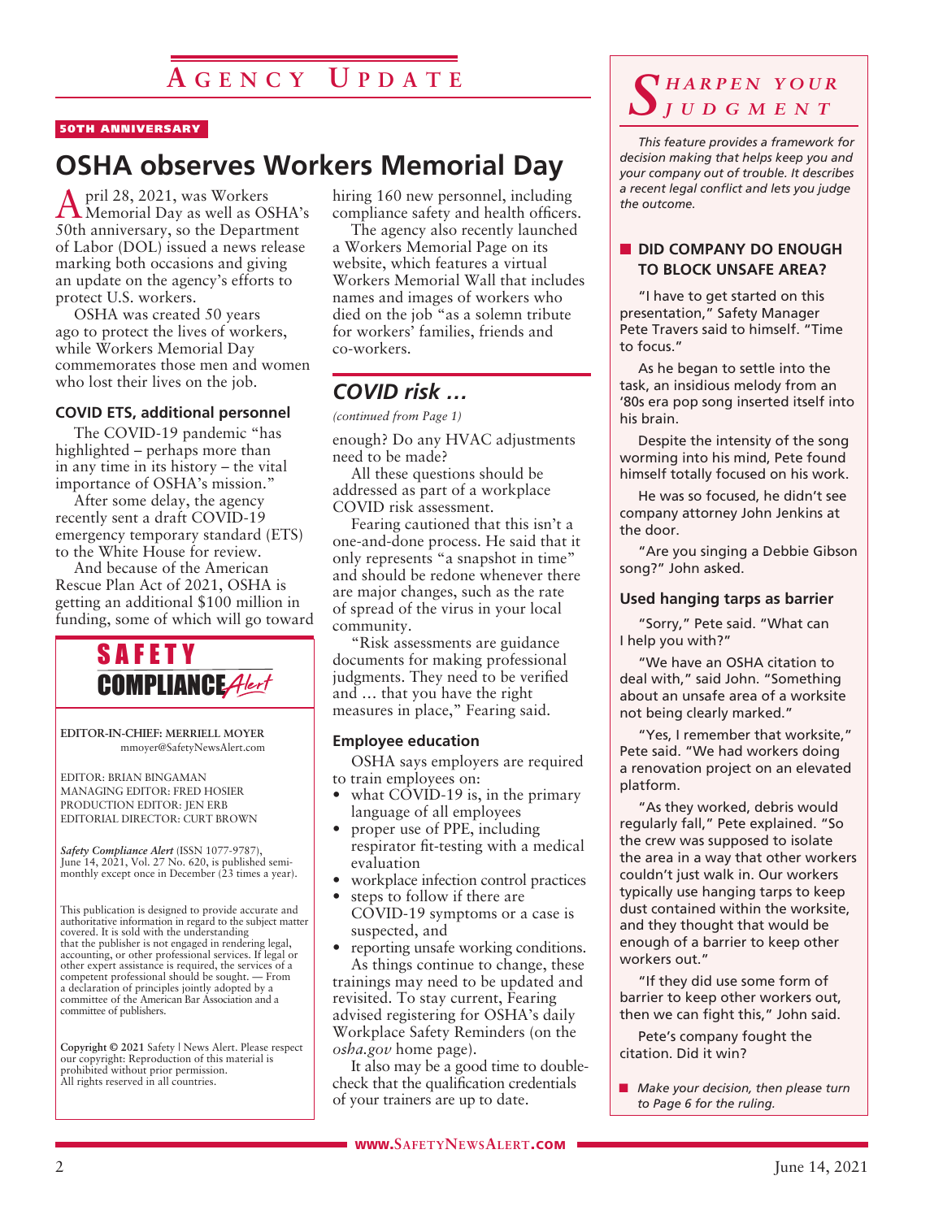# Agency Update

50TH ANNIVERSARY

## OSHA observes Workers Memorial Day

April 28, 2021, was Workers Memorial Day as well as OSHA's 50th anniversary, so the Department of Labor (DOL) issued a news release marking both occasions and giving an update on the agency's efforts to protect U.S. workers.

OSHA was created 50 years ago to protect the lives of workers, while Workers Memorial Day commemorates those men and women who lost their lives on the job.

### COVID ETS, additional personnel

The COVID-19 pandemic "has highlighted – perhaps more than in any time in its history – the vital importance of OSHA's mission."

After some delay, the agency recently sent a draft COVID-19 emergency temporary standard (ETS) to the White House for review.

And because of the American Rescue Plan Act of 2021, OSHA is getting an additional $100 million in funding, some of which will go toward hiring 160 new personnel, including compliance safety and health officers.

The agency also recently launched a Workers Memorial Page on its website, which features a virtual Workers Memorial Wall that includes names and images of workers who died on the job "as a solemn tribute for workers' families, friends and co-workers.

**SAFETY COMPLIANCE Alert**

EDITOR-IN-CHIEF: MERRIELL MOYER
mmoyer@SafetyNewsAlert.com

EDITOR: BRIAN BINGAMAN
MANAGING EDITOR: FRED HOSIER
PRODUCTION EDITOR: JEN ERB
EDITORIAL DIRECTOR: CURT BROWN

*Safety Compliance Alert* (ISSN 1077-9787), June 14, 2021, Vol. 27 No. 620, is published semi-monthly except once in December (23 times a year).

This publication is designed to provide accurate and authoritative information in regard to the subject matter covered. It is sold with the understanding that the publisher is not engaged in rendering legal, accounting, or other professional services. If legal or other expert assistance is required, the services of a competent professional should be sought. — From a declaration of principles jointly adopted by a committee of the American Bar Association and a committee of publishers.

**Copyright © 2021** Safety | News Alert. Please respect our copyright: Reproduction of this material is prohibited without prior permission. All rights reserved in all countries.

## *COVID risk …*

*(continued from Page 1)*

enough? Do any HVAC adjustments need to be made?

All these questions should be addressed as part of a workplace COVID risk assessment.

Fearing cautioned that this isn't a one-and-done process. He said that it only represents "a snapshot in time" and should be redone whenever there are major changes, such as the rate of spread of the virus in your local community.

"Risk assessments are guidance documents for making professional judgments. They need to be verified and … that you have the right measures in place," Fearing said.

### Employee education

OSHA says employers are required to train employees on:

- what COVID-19 is, in the primary language of all employees
- proper use of PPE, including respirator fit-testing with a medical evaluation
- workplace infection control practices
- steps to follow if there are COVID-19 symptoms or a case is suspected, and
- reporting unsafe working conditions.

As things continue to change, these trainings may need to be updated and revisited. To stay current, Fearing advised registering for OSHA's daily Workplace Safety Reminders (on the *osha.gov* home page).

It also may be a good time to double-check that the qualification credentials of your trainers are up to date.

## *Sharpen Your Judgment*

*This feature provides a framework for decision making that helps keep you and your company out of trouble. It describes a recent legal conflict and lets you judge the outcome.*

### DID COMPANY DO ENOUGH TO BLOCK UNSAFE AREA?

"I have to get started on this presentation," Safety Manager Pete Travers said to himself. "Time to focus."

As he began to settle into the task, an insidious melody from an '80s era pop song inserted itself into his brain.

Despite the intensity of the song worming into his mind, Pete found himself totally focused on his work.

He was so focused, he didn't see company attorney John Jenkins at the door.

"Are you singing a Debbie Gibson song?" John asked.

### Used hanging tarps as barrier

"Sorry," Pete said. "What can I help you with?"

"We have an OSHA citation to deal with," said John. "Something about an unsafe area of a worksite not being clearly marked."

"Yes, I remember that worksite," Pete said. "We had workers doing a renovation project on an elevated platform.

"As they worked, debris would regularly fall," Pete explained. "So the crew was supposed to isolate the area in a way that other workers couldn't just walk in. Our workers typically use hanging tarps to keep dust contained within the worksite, and they thought that would be enough of a barrier to keep other workers out."

"If they did use some form of barrier to keep other workers out, then we can fight this," John said.

Pete's company fought the citation. Did it win?

- *Make your decision, then please turn to Page 6 for the ruling.*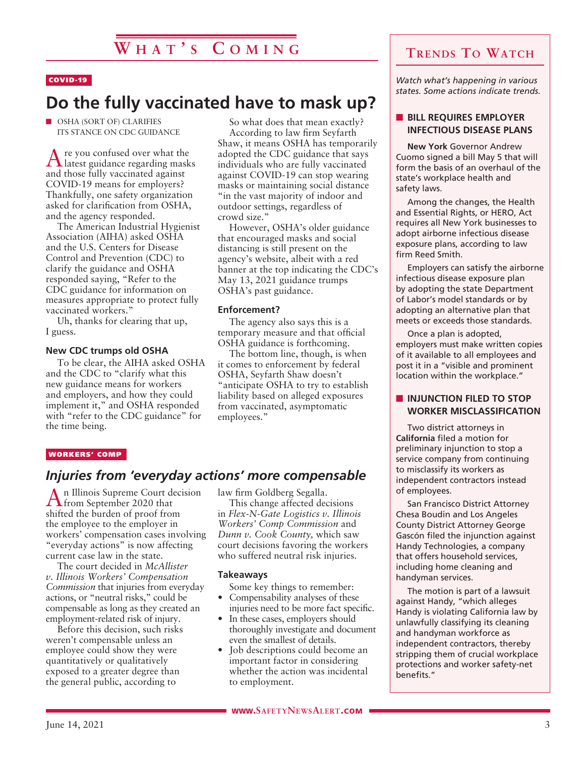# What's Coming

COVID-19

## Do the fully vaccinated have to mask up?

■ OSHA (SORT OF) CLARIFIES ITS STANCE ON CDC GUIDANCE

Are you confused over what the latest guidance regarding masks and those fully vaccinated against COVID-19 means for employers? Thankfully, one safety organization asked for clarification from OSHA, and the agency responded.

The American Industrial Hygienist Association (AIHA) asked OSHA and the U.S. Centers for Disease Control and Prevention (CDC) to clarify the guidance and OSHA responded saying, "Refer to the CDC guidance for information on measures appropriate to protect fully vaccinated workers."

Uh, thanks for clearing that up, I guess.

### New CDC trumps old OSHA

To be clear, the AIHA asked OSHA and the CDC to "clarify what this new guidance means for workers and employers, and how they could implement it," and OSHA responded with "refer to the CDC guidance" for the time being.

So what does that mean exactly?

According to law firm Seyfarth Shaw, it means OSHA has temporarily adopted the CDC guidance that says individuals who are fully vaccinated against COVID-19 can stop wearing masks or maintaining social distance "in the vast majority of indoor and outdoor settings, regardless of crowd size."

However, OSHA's older guidance that encouraged masks and social distancing is still present on the agency's website, albeit with a red banner at the top indicating the CDC's May 13, 2021 guidance trumps OSHA's past guidance.

### Enforcement?

The agency also says this is a temporary measure and that official OSHA guidance is forthcoming.

The bottom line, though, is when it comes to enforcement by federal OSHA, Seyfarth Shaw doesn't "anticipate OSHA to try to establish liability based on alleged exposures from vaccinated, asymptomatic employees."

WORKERS' COMP

## *Injuries from 'everyday actions' more compensable*

An Illinois Supreme Court decision from September 2020 that shifted the burden of proof from the employee to the employer in workers' compensation cases involving "everyday actions" is now affecting current case law in the state.

The court decided in *McAllister v. Illinois Workers' Compensation Commission* that injuries from everyday actions, or "neutral risks," could be compensable as long as they created an employment-related risk of injury.

Before this decision, such risks weren't compensable unless an employee could show they were quantitatively or qualitatively exposed to a greater degree than the general public, according to law firm Goldberg Segalla.

This change affected decisions in *Flex-N-Gate Logistics v. Illinois Workers' Comp Commission* and *Dunn v. Cook County,* which saw court decisions favoring the workers who suffered neutral risk injuries.

### Takeaways

Some key things to remember:

- Compensability analyses of these injuries need to be more fact specific.
- In these cases, employers should thoroughly investigate and document even the smallest of details.
- Job descriptions could become an important factor in considering whether the action was incidental to employment.

# Trends To Watch

*Watch what's happening in various states. Some actions indicate trends.*

### ■ BILL REQUIRES EMPLOYER INFECTIOUS DISEASE PLANS

**New York** Governor Andrew Cuomo signed a bill May 5 that will form the basis of an overhaul of the state's workplace health and safety laws.

Among the changes, the Health and Essential Rights, or HERO, Act requires all New York businesses to adopt airborne infectious disease exposure plans, according to law firm Reed Smith.

Employers can satisfy the airborne infectious disease exposure plan by adopting the state Department of Labor's model standards or by adopting an alternative plan that meets or exceeds those standards.

Once a plan is adopted, employers must make written copies of it available to all employees and post it in a "visible and prominent location within the workplace."

### ■ INJUNCTION FILED TO STOP WORKER MISCLASSIFICATION

Two district attorneys in **California** filed a motion for preliminary injunction to stop a service company from continuing to misclassify its workers as independent contractors instead of employees.

San Francisco District Attorney Chesa Boudin and Los Angeles County District Attorney George Gascón filed the injunction against Handy Technologies, a company that offers household services, including home cleaning and handyman services.

The motion is part of a lawsuit against Handy, "which alleges Handy is violating California law by unlawfully classifying its cleaning and handyman workforce as independent contractors, thereby stripping them of crucial workplace protections and worker safety-net benefits."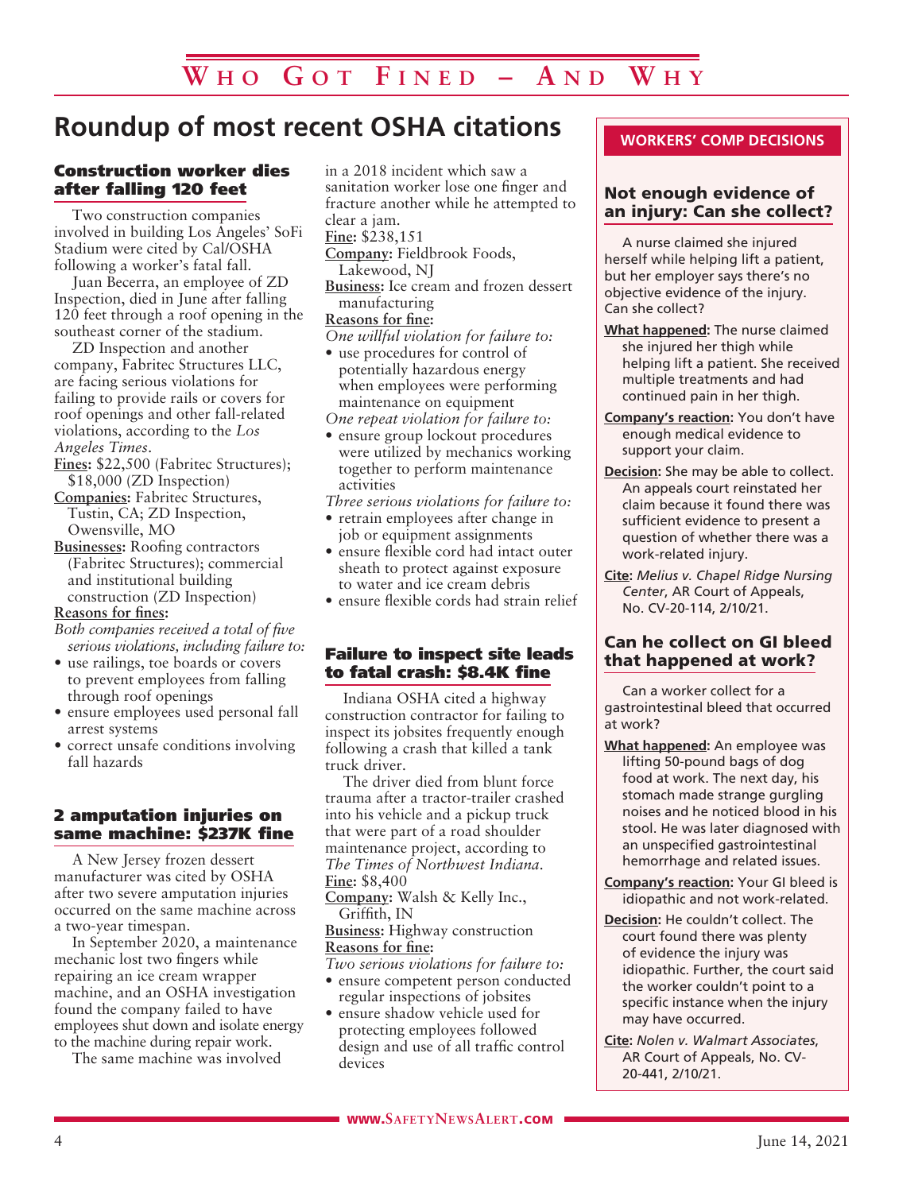# Who Got Fined – And Why

## Roundup of most recent OSHA citations

### Construction worker dies after falling 120 feet

Two construction companies involved in building Los Angeles' SoFi Stadium were cited by Cal/OSHA following a worker's fatal fall.

Juan Becerra, an employee of ZD Inspection, died in June after falling 120 feet through a roof opening in the southeast corner of the stadium.

ZD Inspection and another company, Fabritec Structures LLC, are facing serious violations for failing to provide rails or covers for roof openings and other fall-related violations, according to the *Los Angeles Times*.

**Fines:** $22,500 (Fabritec Structures); $18,000 (ZD Inspection)

**Companies:** Fabritec Structures, Tustin, CA; ZD Inspection, Owensville, MO

**Businesses:** Roofing contractors (Fabritec Structures); commercial and institutional building construction (ZD Inspection)

**Reasons for fines:**

*Both companies received a total of five serious violations, including failure to:*

- use railings, toe boards or covers to prevent employees from falling through roof openings
- ensure employees used personal fall arrest systems
- correct unsafe conditions involving fall hazards

### 2 amputation injuries on same machine: $237K fine

A New Jersey frozen dessert manufacturer was cited by OSHA after two severe amputation injuries occurred on the same machine across a two-year timespan.

In September 2020, a maintenance mechanic lost two fingers while repairing an ice cream wrapper machine, and an OSHA investigation found the company failed to have employees shut down and isolate energy to the machine during repair work.

The same machine was involved in a 2018 incident which saw a sanitation worker lose one finger and fracture another while he attempted to clear a jam.

**Fine:** $238,151

**Company:** Fieldbrook Foods, Lakewood, NJ

**Business:** Ice cream and frozen dessert manufacturing

**Reasons for fine:**

*One willful violation for failure to:*

- use procedures for control of potentially hazardous energy when employees were performing maintenance on equipment

*One repeat violation for failure to:*

- ensure group lockout procedures were utilized by mechanics working together to perform maintenance activities

*Three serious violations for failure to:*

- retrain employees after change in job or equipment assignments
- ensure flexible cord had intact outer sheath to protect against exposure to water and ice cream debris
- ensure flexible cords had strain relief

### Failure to inspect site leads to fatal crash: $8.4K fine

Indiana OSHA cited a highway construction contractor for failing to inspect its jobsites frequently enough following a crash that killed a tank truck driver.

The driver died from blunt force trauma after a tractor-trailer crashed into his vehicle and a pickup truck that were part of a road shoulder maintenance project, according to *The Times of Northwest Indiana*.

**Fine:** $8,400

**Company:** Walsh & Kelly Inc., Griffith, IN

**Business:** Highway construction

**Reasons for fine:**

*Two serious violations for failure to:*

- ensure competent person conducted regular inspections of jobsites
- ensure shadow vehicle used for protecting employees followed design and use of all traffic control devices

## WORKERS' COMP DECISIONS

### Not enough evidence of an injury: Can she collect?

A nurse claimed she injured herself while helping lift a patient, but her employer says there's no objective evidence of the injury. Can she collect?

**What happened:** The nurse claimed she injured her thigh while helping lift a patient. She received multiple treatments and had continued pain in her thigh.

**Company's reaction:** You don't have enough medical evidence to support your claim.

**Decision:** She may be able to collect. An appeals court reinstated her claim because it found there was sufficient evidence to present a question of whether there was a work-related injury.

**Cite:** *Melius v. Chapel Ridge Nursing Center*, AR Court of Appeals, No. CV-20-114, 2/10/21.

### Can he collect on GI bleed that happened at work?

Can a worker collect for a gastrointestinal bleed that occurred at work?

**What happened:** An employee was lifting 50-pound bags of dog food at work. The next day, his stomach made strange gurgling noises and he noticed blood in his stool. He was later diagnosed with an unspecified gastrointestinal hemorrhage and related issues.

**Company's reaction:** Your GI bleed is idiopathic and not work-related.

**Decision:** He couldn't collect. The court found there was plenty of evidence the injury was idiopathic. Further, the court said the worker couldn't point to a specific instance when the injury may have occurred.

**Cite:** *Nolen v. Walmart Associates*, AR Court of Appeals, No. CV-20-441, 2/10/21.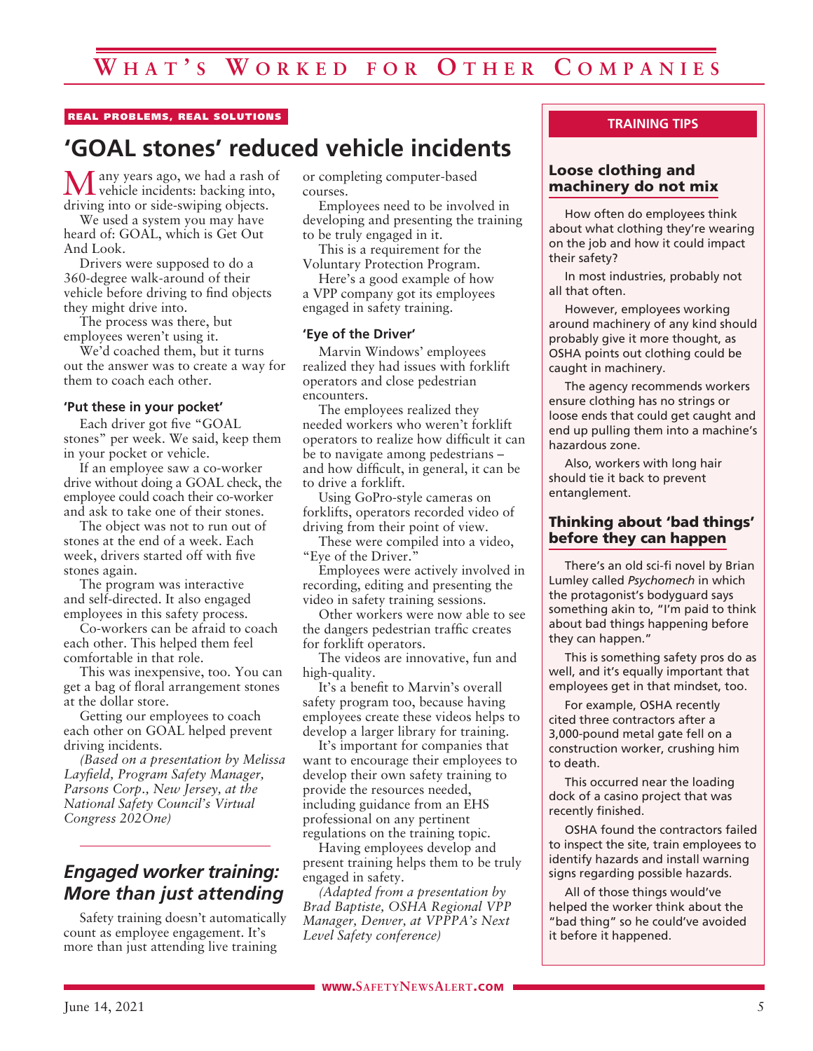REAL PROBLEMS, REAL SOLUTIONS

# 'GOAL stones' reduced vehicle incidents

Many years ago, we had a rash of vehicle incidents: backing into, driving into or side-swiping objects.

We used a system you may have heard of: GOAL, which is Get Out And Look.

Drivers were supposed to do a 360-degree walk-around of their vehicle before driving to find objects they might drive into.

The process was there, but employees weren't using it.

We'd coached them, but it turns out the answer was to create a way for them to coach each other.

### 'Put these in your pocket'

Each driver got five "GOAL stones" per week. We said, keep them in your pocket or vehicle.

If an employee saw a co-worker drive without doing a GOAL check, the employee could coach their co-worker and ask to take one of their stones.

The object was not to run out of stones at the end of a week. Each week, drivers started off with five stones again.

The program was interactive and self-directed. It also engaged employees in this safety process.

Co-workers can be afraid to coach each other. This helped them feel comfortable in that role.

This was inexpensive, too. You can get a bag of floral arrangement stones at the dollar store.

Getting our employees to coach each other on GOAL helped prevent driving incidents.

*(Based on a presentation by Melissa Layfield, Program Safety Manager, Parsons Corp., New Jersey, at the National Safety Council's Virtual Congress 202One)*

## *Engaged worker training: More than just attending*

Safety training doesn't automatically count as employee engagement. It's more than just attending live training or completing computer-based courses.

Employees need to be involved in developing and presenting the training to be truly engaged in it.

This is a requirement for the Voluntary Protection Program.

Here's a good example of how a VPP company got its employees engaged in safety training.

### 'Eye of the Driver'

Marvin Windows' employees realized they had issues with forklift operators and close pedestrian encounters.

The employees realized they needed workers who weren't forklift operators to realize how difficult it can be to navigate among pedestrians – and how difficult, in general, it can be to drive a forklift.

Using GoPro-style cameras on forklifts, operators recorded video of driving from their point of view.

These were compiled into a video, "Eye of the Driver."

Employees were actively involved in recording, editing and presenting the video in safety training sessions.

Other workers were now able to see the dangers pedestrian traffic creates for forklift operators.

The videos are innovative, fun and high-quality.

It's a benefit to Marvin's overall safety program too, because having employees create these videos helps to develop a larger library for training.

It's important for companies that want to encourage their employees to develop their own safety training to provide the resources needed, including guidance from an EHS professional on any pertinent regulations on the training topic.

Having employees develop and present training helps them to be truly engaged in safety.

*(Adapted from a presentation by Brad Baptiste, OSHA Regional VPP Manager, Denver, at VPPPA's Next Level Safety conference)*

---

**TRAINING TIPS**

### Loose clothing and machinery do not mix

How often do employees think about what clothing they're wearing on the job and how it could impact their safety?

In most industries, probably not all that often.

However, employees working around machinery of any kind should probably give it more thought, as OSHA points out clothing could be caught in machinery.

The agency recommends workers ensure clothing has no strings or loose ends that could get caught and end up pulling them into a machine's hazardous zone.

Also, workers with long hair should tie it back to prevent entanglement.

### Thinking about 'bad things' before they can happen

There's an old sci-fi novel by Brian Lumley called *Psychomech* in which the protagonist's bodyguard says something akin to, "I'm paid to think about bad things happening before they can happen."

This is something safety pros do as well, and it's equally important that employees get in that mindset, too.

For example, OSHA recently cited three contractors after a 3,000-pound metal gate fell on a construction worker, crushing him to death.

This occurred near the loading dock of a casino project that was recently finished.

OSHA found the contractors failed to inspect the site, train employees to identify hazards and install warning signs regarding possible hazards.

All of those things would've helped the worker think about the "bad thing" so he could've avoided it before it happened.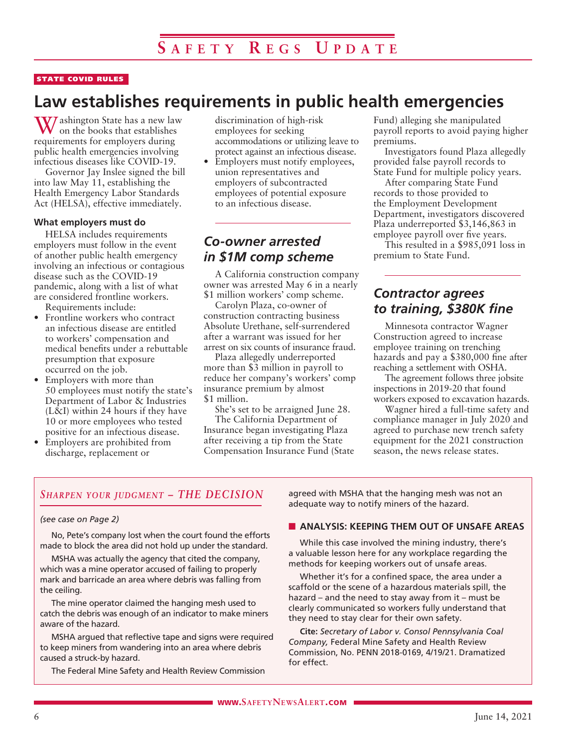## SAFETY REGS UPDATE

**STATE COVID RULES**

# Law establishes requirements in public health emergencies

Washington State has a new law on the books that establishes requirements for employers during public health emergencies involving infectious diseases like COVID-19.

Governor Jay Inslee signed the bill into law May 11, establishing the Health Emergency Labor Standards Act (HELSA), effective immediately.

### What employers must do

HELSA includes requirements employers must follow in the event of another public health emergency involving an infectious or contagious disease such as the COVID-19 pandemic, along with a list of what are considered frontline workers.

Requirements include:

- Frontline workers who contract an infectious disease are entitled to workers' compensation and medical benefits under a rebuttable presumption that exposure occurred on the job.
- Employers with more than 50 employees must notify the state's Department of Labor & Industries (L&I) within 24 hours if they have 10 or more employees who tested positive for an infectious disease.
- Employers are prohibited from discharge, replacement or discrimination of high-risk employees for seeking accommodations or utilizing leave to protect against an infectious disease.
- Employers must notify employees, union representatives and employers of subcontracted employees of potential exposure to an infectious disease.

## *Co-owner arrested in $1M comp scheme*

A California construction company owner was arrested May 6 in a nearly $1 million workers' comp scheme.

Carolyn Plaza, co-owner of construction contracting business Absolute Urethane, self-surrendered after a warrant was issued for her arrest on six counts of insurance fraud.

Plaza allegedly underreported more than $3 million in payroll to reduce her company's workers' comp insurance premium by almost $1 million.

She's set to be arraigned June 28.

The California Department of Insurance began investigating Plaza after receiving a tip from the State Compensation Insurance Fund (State Fund) alleging she manipulated payroll reports to avoid paying higher premiums.

Investigators found Plaza allegedly provided false payroll records to State Fund for multiple policy years.

After comparing State Fund records to those provided to the Employment Development Department, investigators discovered Plaza underreported $3,146,863 in employee payroll over five years.

This resulted in a $985,091 loss in premium to State Fund.

## *Contractor agrees to training, $380K fine*

Minnesota contractor Wagner Construction agreed to increase employee training on trenching hazards and pay a $380,000 fine after reaching a settlement with OSHA.

The agreement follows three jobsite inspections in 2019-20 that found workers exposed to excavation hazards.

Wagner hired a full-time safety and compliance manager in July 2020 and agreed to purchase new trench safety equipment for the 2021 construction season, the news release states.

---

### *SHARPEN YOUR JUDGMENT – THE DECISION*

*(see case on Page 2)*

No, Pete's company lost when the court found the efforts made to block the area did not hold up under the standard.

MSHA was actually the agency that cited the company, which was a mine operator accused of failing to properly mark and barricade an area where debris was falling from the ceiling.

The mine operator claimed the hanging mesh used to catch the debris was enough of an indicator to make miners aware of the hazard.

MSHA argued that reflective tape and signs were required to keep miners from wandering into an area where debris caused a struck-by hazard.

The Federal Mine Safety and Health Review Commission agreed with MSHA that the hanging mesh was not an adequate way to notify miners of the hazard.

#### ANALYSIS: KEEPING THEM OUT OF UNSAFE AREAS

While this case involved the mining industry, there's a valuable lesson here for any workplace regarding the methods for keeping workers out of unsafe areas.

Whether it's for a confined space, the area under a scaffold or the scene of a hazardous materials spill, the hazard – and the need to stay away from it – must be clearly communicated so workers fully understand that they need to stay clear for their own safety.

**Cite:** *Secretary of Labor v. Consol Pennsylvania Coal Company,* Federal Mine Safety and Health Review Commission, No. PENN 2018-0169, 4/19/21. Dramatized for effect.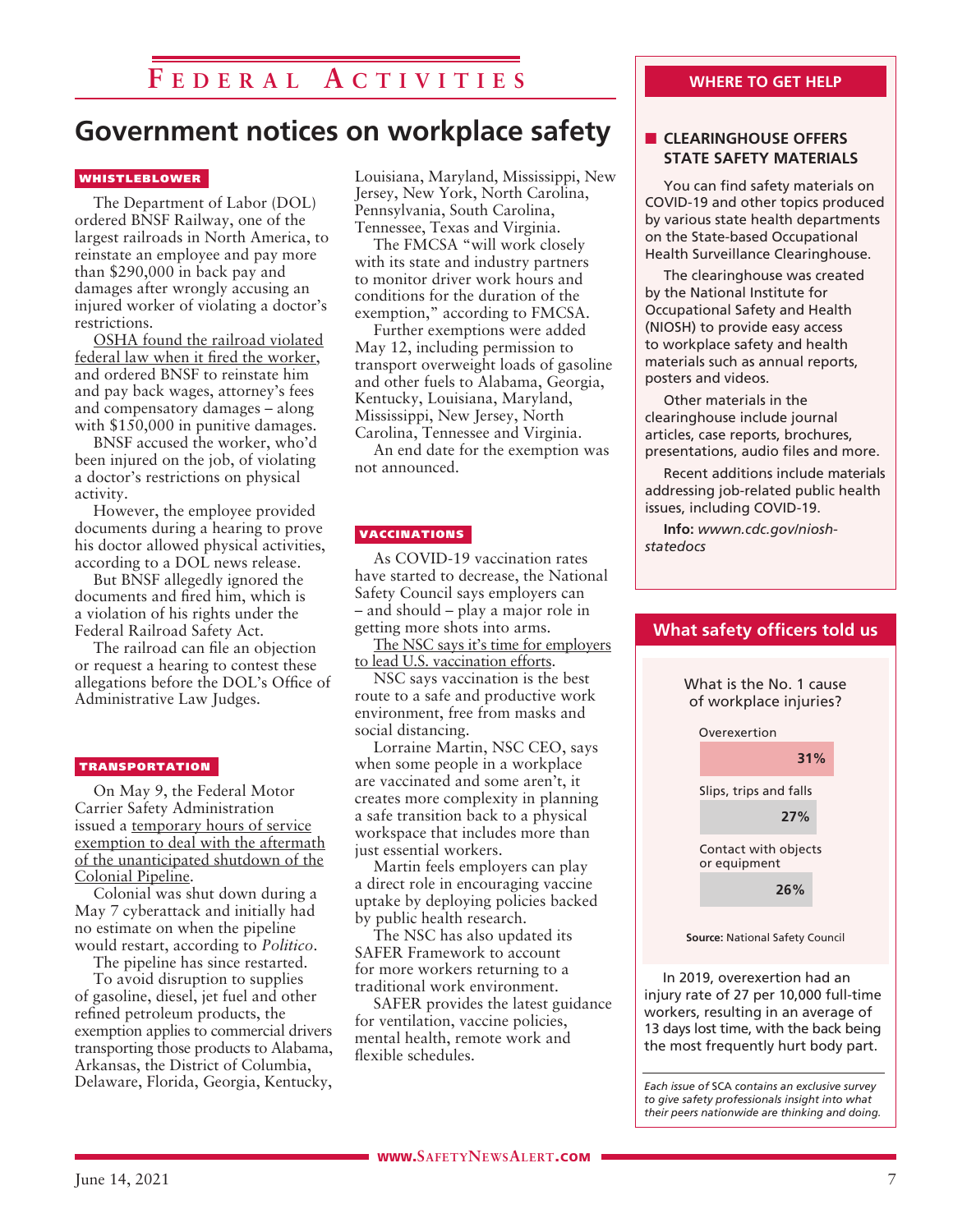# Federal Activities

## Government notices on workplace safety

### WHISTLEBLOWER

The Department of Labor (DOL) ordered BNSF Railway, one of the largest railroads in North America, to reinstate an employee and pay more than $290,000 in back pay and damages after wrongly accusing an injured worker of violating a doctor's restrictions.

OSHA found the railroad violated federal law when it fired the worker, and ordered BNSF to reinstate him and pay back wages, attorney's fees and compensatory damages – along with $150,000 in punitive damages.

BNSF accused the worker, who'd been injured on the job, of violating a doctor's restrictions on physical activity.

However, the employee provided documents during a hearing to prove his doctor allowed physical activities, according to a DOL news release.

But BNSF allegedly ignored the documents and fired him, which is a violation of his rights under the Federal Railroad Safety Act.

The railroad can file an objection or request a hearing to contest these allegations before the DOL's Office of Administrative Law Judges.

### TRANSPORTATION

On May 9, the Federal Motor Carrier Safety Administration issued a temporary hours of service exemption to deal with the aftermath of the unanticipated shutdown of the Colonial Pipeline.

Colonial was shut down during a May 7 cyberattack and initially had no estimate on when the pipeline would restart, according to *Politico*.

The pipeline has since restarted.

To avoid disruption to supplies of gasoline, diesel, jet fuel and other refined petroleum products, the exemption applies to commercial drivers transporting those products to Alabama, Arkansas, the District of Columbia, Delaware, Florida, Georgia, Kentucky, Louisiana, Maryland, Mississippi, New Jersey, New York, North Carolina, Pennsylvania, South Carolina, Tennessee, Texas and Virginia.

The FMCSA "will work closely with its state and industry partners to monitor driver work hours and conditions for the duration of the exemption," according to FMCSA.

Further exemptions were added May 12, including permission to transport overweight loads of gasoline and other fuels to Alabama, Georgia, Kentucky, Louisiana, Maryland, Mississippi, New Jersey, North Carolina, Tennessee and Virginia.

An end date for the exemption was not announced.

### VACCINATIONS

As COVID-19 vaccination rates have started to decrease, the National Safety Council says employers can – and should – play a major role in getting more shots into arms.

The NSC says it's time for employers to lead U.S. vaccination efforts.

NSC says vaccination is the best route to a safe and productive work environment, free from masks and social distancing.

Lorraine Martin, NSC CEO, says when some people in a workplace are vaccinated and some aren't, it creates more complexity in planning a safe transition back to a physical workspace that includes more than just essential workers.

Martin feels employers can play a direct role in encouraging vaccine uptake by deploying policies backed by public health research.

The NSC has also updated its SAFER Framework to account for more workers returning to a traditional work environment.

SAFER provides the latest guidance for ventilation, vaccine policies, mental health, remote work and flexible schedules.

## WHERE TO GET HELP

### CLEARINGHOUSE OFFERS STATE SAFETY MATERIALS

You can find safety materials on COVID-19 and other topics produced by various state health departments on the State-based Occupational Health Surveillance Clearinghouse.

The clearinghouse was created by the National Institute for Occupational Safety and Health (NIOSH) to provide easy access to workplace safety and health materials such as annual reports, posters and videos.

Other materials in the clearinghouse include journal articles, case reports, brochures, presentations, audio files and more.

Recent additions include materials addressing job-related public health issues, including COVID-19.

**Info:** *wwwn.cdc.gov/niosh-statedocs*

## What safety officers told us

What is the No. 1 cause of workplace injuries?

| Cause | Percent |
|---|---|
| Overexertion | 31% |
| Slips, trips and falls | 27% |
| Contact with objects or equipment | 26% |

**Source:** National Safety Council

In 2019, overexertion had an injury rate of 27 per 10,000 full-time workers, resulting in an average of 13 days lost time, with the back being the most frequently hurt body part.

*Each issue of SCA contains an exclusive survey to give safety professionals insight into what their peers nationwide are thinking and doing.*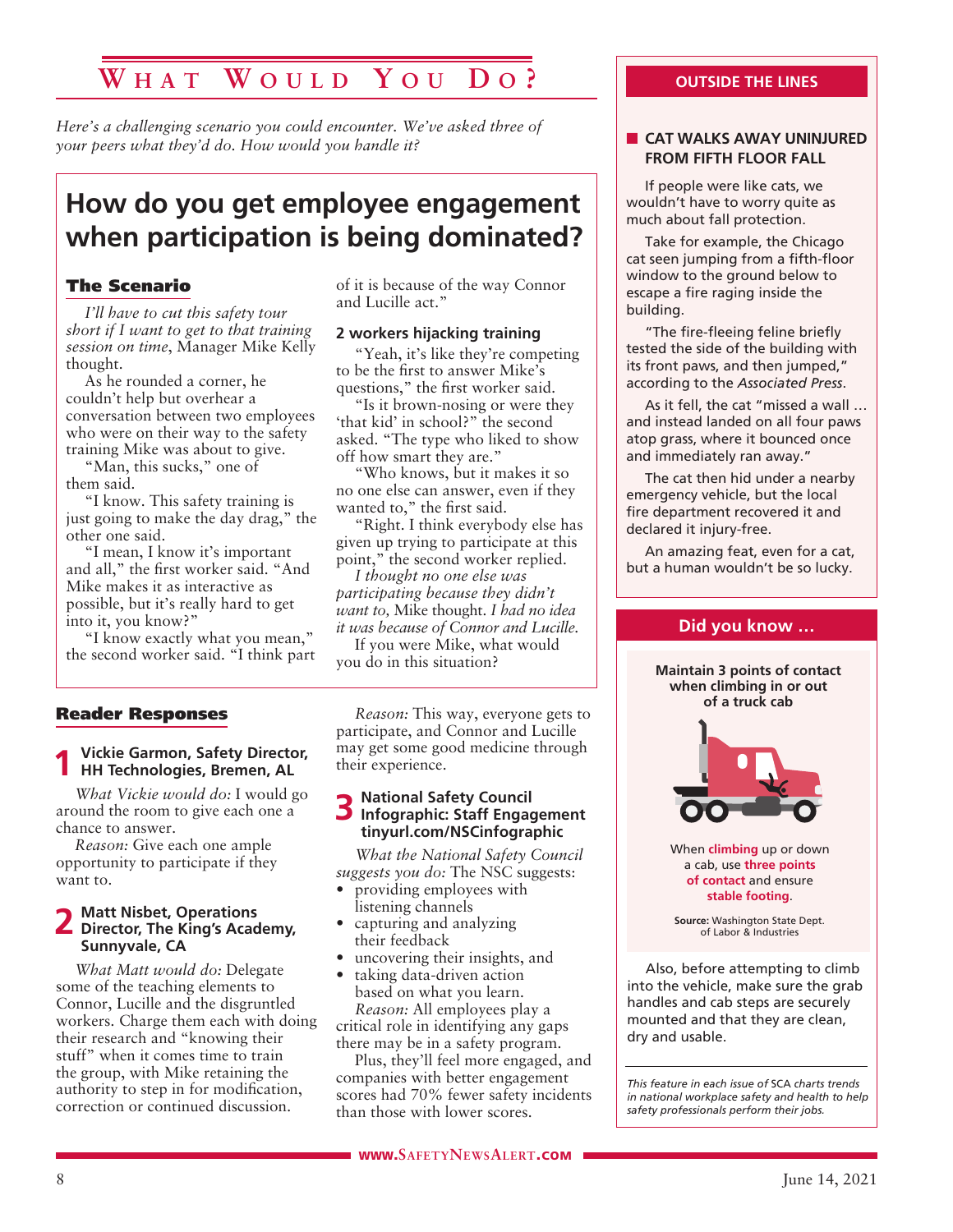# What Would You Do?

*Here's a challenging scenario you could encounter. We've asked three of your peers what they'd do. How would you handle it?*

## How do you get employee engagement when participation is being dominated?

### The Scenario

*I'll have to cut this safety tour short if I want to get to that training session on time*, Manager Mike Kelly thought.

As he rounded a corner, he couldn't help but overhear a conversation between two employees who were on their way to the safety training Mike was about to give.

"Man, this sucks," one of them said.

"I know. This safety training is just going to make the day drag," the other one said.

"I mean, I know it's important and all," the first worker said. "And Mike makes it as interactive as possible, but it's really hard to get into it, you know?"

"I know exactly what you mean," the second worker said. "I think part of it is because of the way Connor and Lucille act."

**2 workers hijacking training**

"Yeah, it's like they're competing to be the first to answer Mike's questions," the first worker said.

"Is it brown-nosing or were they 'that kid' in school?" the second asked. "The type who liked to show off how smart they are."

"Who knows, but it makes it so no one else can answer, even if they wanted to," the first said.

"Right. I think everybody else has given up trying to participate at this point," the second worker replied.

*I thought no one else was participating because they didn't want to,* Mike thought. *I had no idea it was because of Connor and Lucille.*

If you were Mike, what would you do in this situation?

### Reader Responses

**1 Vickie Garmon, Safety Director, HH Technologies, Bremen, AL**

*What Vickie would do:* I would go around the room to give each one a chance to answer.

*Reason:* Give each one ample opportunity to participate if they want to.

**2 Matt Nisbet, Operations Director, The King's Academy, Sunnyvale, CA**

*What Matt would do:* Delegate some of the teaching elements to Connor, Lucille and the disgruntled workers. Charge them each with doing their research and "knowing their stuff" when it comes time to train the group, with Mike retaining the authority to step in for modification, correction or continued discussion.

*Reason:* This way, everyone gets to participate, and Connor and Lucille may get some good medicine through their experience.

**3 National Safety Council Infographic: Staff Engagement tinyurl.com/NSCinfographic**

*What the National Safety Council suggests you do:* The NSC suggests:

- providing employees with listening channels
- capturing and analyzing their feedback
- uncovering their insights, and
- taking data-driven action based on what you learn.

*Reason:* All employees play a critical role in identifying any gaps there may be in a safety program.

Plus, they'll feel more engaged, and companies with better engagement scores had 70% fewer safety incidents than those with lower scores.

---

## OUTSIDE THE LINES

### CAT WALKS AWAY UNINJURED FROM FIFTH FLOOR FALL

If people were like cats, we wouldn't have to worry quite as much about fall protection.

Take for example, the Chicago cat seen jumping from a fifth-floor window to the ground below to escape a fire raging inside the building.

"The fire-fleeing feline briefly tested the side of the building with its front paws, and then jumped," according to the *Associated Press*.

As it fell, the cat "missed a wall … and instead landed on all four paws atop grass, where it bounced once and immediately ran away."

The cat then hid under a nearby emergency vehicle, but the local fire department recovered it and declared it injury-free.

An amazing feat, even for a cat, but a human wouldn't be so lucky.

## Did you know …

**Maintain 3 points of contact when climbing in or out of a truck cab**

When **climbing** up or down a cab, use **three points of contact** and ensure **stable footing**.

**Source:** Washington State Dept. of Labor & Industries

Also, before attempting to climb into the vehicle, make sure the grab handles and cab steps are securely mounted and that they are clean, dry and usable.

*This feature in each issue of* SCA *charts trends in national workplace safety and health to help safety professionals perform their jobs.*